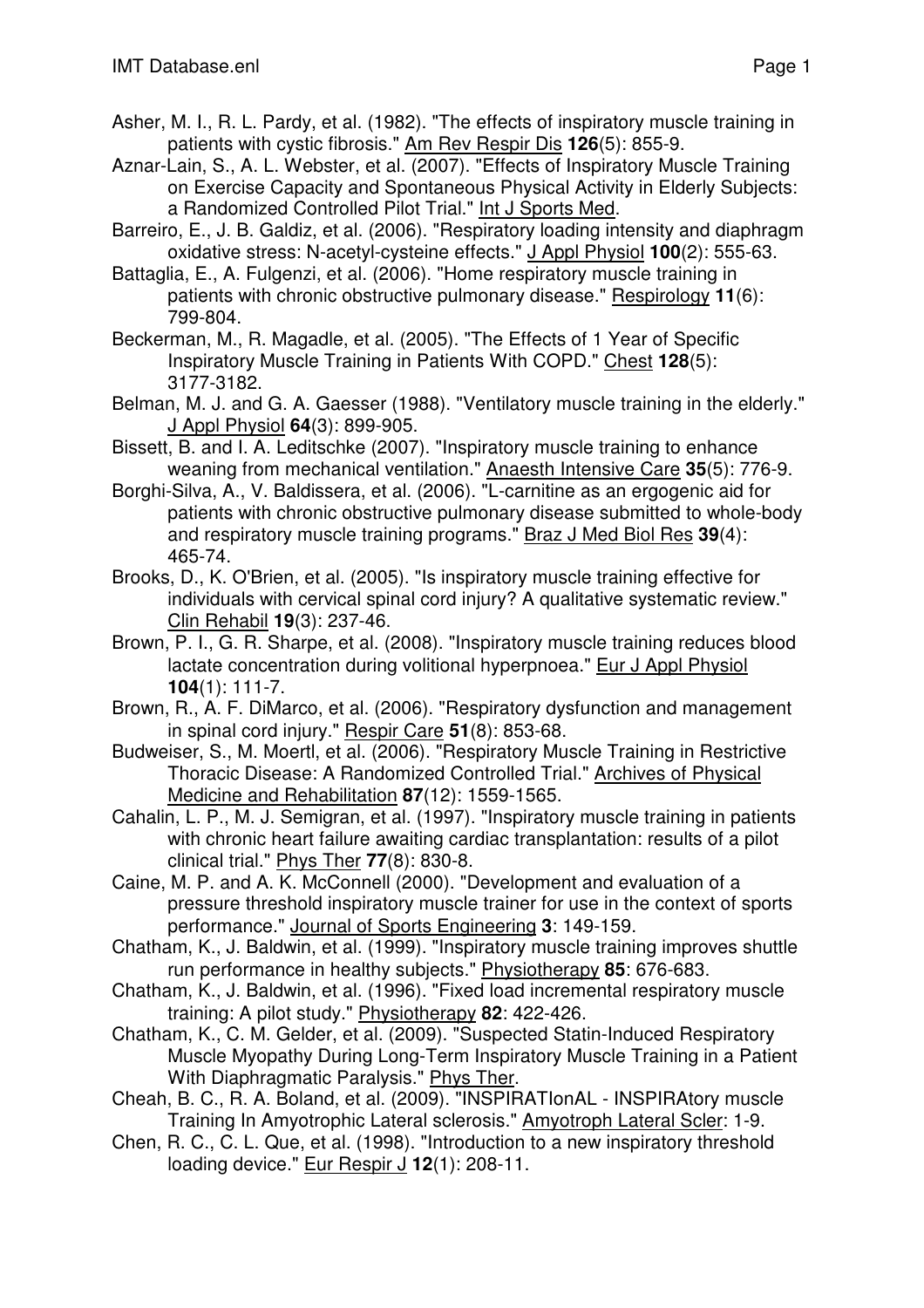Asher, M. I., R. L. Pardy, et al. (1982). "The effects of inspiratory muscle training in patients with cystic fibrosis." Am Rev Respir Dis **126**(5): 855-9.

Aznar-Lain, S., A. L. Webster, et al. (2007). "Effects of Inspiratory Muscle Training on Exercise Capacity and Spontaneous Physical Activity in Elderly Subjects: a Randomized Controlled Pilot Trial." Int J Sports Med.

Barreiro, E., J. B. Galdiz, et al. (2006). "Respiratory loading intensity and diaphragm oxidative stress: N-acetyl-cysteine effects." J Appl Physiol **100**(2): 555-63.

Battaglia, E., A. Fulgenzi, et al. (2006). "Home respiratory muscle training in patients with chronic obstructive pulmonary disease." Respirology **11**(6): 799-804.

Beckerman, M., R. Magadle, et al. (2005). "The Effects of 1 Year of Specific Inspiratory Muscle Training in Patients With COPD." Chest **128**(5): 3177-3182.

Belman, M. J. and G. A. Gaesser (1988). "Ventilatory muscle training in the elderly." J Appl Physiol **64**(3): 899-905.

Bissett, B. and I. A. Leditschke (2007). "Inspiratory muscle training to enhance weaning from mechanical ventilation." Anaesth Intensive Care **35**(5): 776-9.

Borghi-Silva, A., V. Baldissera, et al. (2006). "L-carnitine as an ergogenic aid for patients with chronic obstructive pulmonary disease submitted to whole-body and respiratory muscle training programs." Braz J Med Biol Res **39**(4): 465-74.

Brooks, D., K. O'Brien, et al. (2005). "Is inspiratory muscle training effective for individuals with cervical spinal cord injury? A qualitative systematic review." Clin Rehabil **19**(3): 237-46.

Brown, P. I., G. R. Sharpe, et al. (2008). "Inspiratory muscle training reduces blood lactate concentration during volitional hyperpnoea." Eur J Appl Physiol **104**(1): 111-7.

Brown, R., A. F. DiMarco, et al. (2006). "Respiratory dysfunction and management in spinal cord injury." Respir Care **51**(8): 853-68.

Budweiser, S., M. Moertl, et al. (2006). "Respiratory Muscle Training in Restrictive Thoracic Disease: A Randomized Controlled Trial." Archives of Physical Medicine and Rehabilitation **87**(12): 1559-1565.

Cahalin, L. P., M. J. Semigran, et al. (1997). "Inspiratory muscle training in patients with chronic heart failure awaiting cardiac transplantation: results of a pilot clinical trial." Phys Ther **77**(8): 830-8.

Caine, M. P. and A. K. McConnell (2000). "Development and evaluation of a pressure threshold inspiratory muscle trainer for use in the context of sports performance." Journal of Sports Engineering **3**: 149-159.

Chatham, K., J. Baldwin, et al. (1999). "Inspiratory muscle training improves shuttle run performance in healthy subjects." Physiotherapy **85**: 676-683.

Chatham, K., J. Baldwin, et al. (1996). "Fixed load incremental respiratory muscle training: A pilot study." Physiotherapy **82**: 422-426.

Chatham, K., C. M. Gelder, et al. (2009). "Suspected Statin-Induced Respiratory Muscle Myopathy During Long-Term Inspiratory Muscle Training in a Patient With Diaphragmatic Paralysis." Phys Ther.

Cheah, B. C., R. A. Boland, et al. (2009). "INSPIRATIonAL - INSPIRAtory muscle Training In Amyotrophic Lateral sclerosis." Amyotroph Lateral Scler: 1-9.

Chen, R. C., C. L. Que, et al. (1998). "Introduction to a new inspiratory threshold loading device." Eur Respir J **12**(1): 208-11.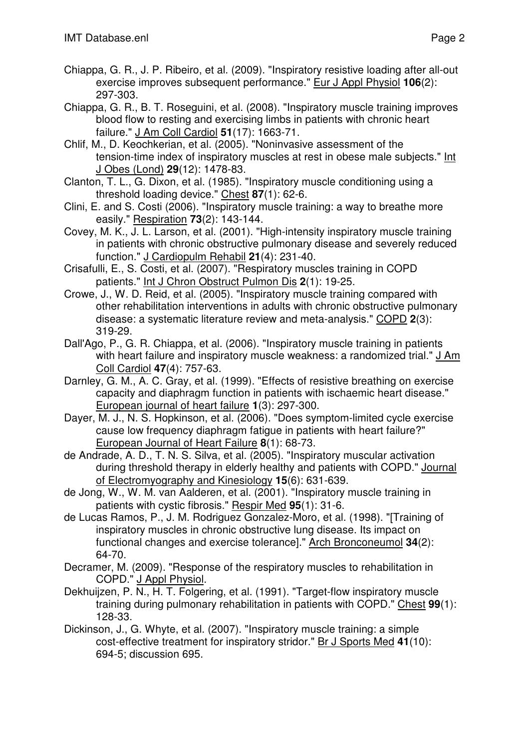Chiappa, G. R., J. P. Ribeiro, et al. (2009). "Inspiratory resistive loading after all-out exercise improves subsequent performance." Eur J Appl Physiol **106**(2): 297-303.

Chiappa, G. R., B. T. Roseguini, et al. (2008). "Inspiratory muscle training improves blood flow to resting and exercising limbs in patients with chronic heart failure." J Am Coll Cardiol **51**(17): 1663-71.

Chlif, M., D. Keochkerian, et al. (2005). "Noninvasive assessment of the tension-time index of inspiratory muscles at rest in obese male subjects." Int J Obes (Lond) **29**(12): 1478-83.

Clanton, T. L., G. Dixon, et al. (1985). "Inspiratory muscle conditioning using a threshold loading device." Chest **87**(1): 62-6.

Clini, E. and S. Costi (2006). "Inspiratory muscle training: a way to breathe more easily." Respiration **73**(2): 143-144.

Covey, M. K., J. L. Larson, et al. (2001). "High-intensity inspiratory muscle training in patients with chronic obstructive pulmonary disease and severely reduced function." J Cardiopulm Rehabil **21**(4): 231-40.

Crisafulli, E., S. Costi, et al. (2007). "Respiratory muscles training in COPD patients." Int J Chron Obstruct Pulmon Dis **2**(1): 19-25.

Crowe, J., W. D. Reid, et al. (2005). "Inspiratory muscle training compared with other rehabilitation interventions in adults with chronic obstructive pulmonary disease: a systematic literature review and meta-analysis." COPD **2**(3): 319-29.

Dall'Ago, P., G. R. Chiappa, et al. (2006). "Inspiratory muscle training in patients with heart failure and inspiratory muscle weakness: a randomized trial." J Am Coll Cardiol **47**(4): 757-63.

Darnley, G. M., A. C. Gray, et al. (1999). "Effects of resistive breathing on exercise capacity and diaphragm function in patients with ischaemic heart disease." European journal of heart failure **1**(3): 297-300.

Dayer, M. J., N. S. Hopkinson, et al. (2006). "Does symptom-limited cycle exercise cause low frequency diaphragm fatigue in patients with heart failure?" European Journal of Heart Failure **8**(1): 68-73.

de Andrade, A. D., T. N. S. Silva, et al. (2005). "Inspiratory muscular activation during threshold therapy in elderly healthy and patients with COPD." Journal of Electromyography and Kinesiology **15**(6): 631-639.

de Jong, W., W. M. van Aalderen, et al. (2001). "Inspiratory muscle training in patients with cystic fibrosis." Respir Med **95**(1): 31-6.

de Lucas Ramos, P., J. M. Rodriguez Gonzalez-Moro, et al. (1998). "[Training of inspiratory muscles in chronic obstructive lung disease. Its impact on functional changes and exercise tolerance]." Arch Bronconeumol **34**(2): 64-70.

Decramer, M. (2009). "Response of the respiratory muscles to rehabilitation in COPD." J Appl Physiol.

Dekhuijzen, P. N., H. T. Folgering, et al. (1991). "Target-flow inspiratory muscle training during pulmonary rehabilitation in patients with COPD." Chest **99**(1): 128-33.

Dickinson, J., G. Whyte, et al. (2007). "Inspiratory muscle training: a simple cost-effective treatment for inspiratory stridor." Br J Sports Med **41**(10): 694-5; discussion 695.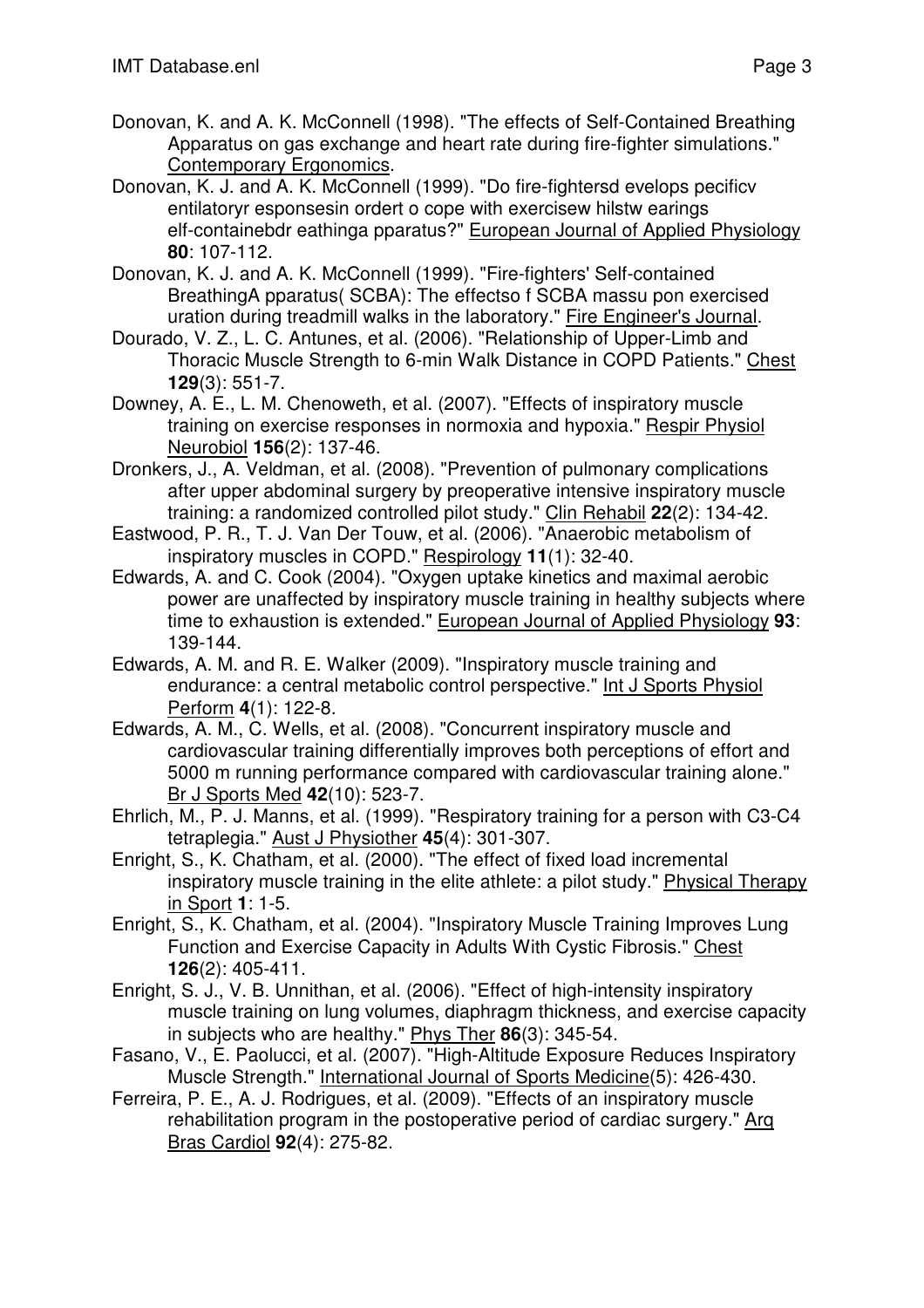Donovan, K. and A. K. McConnell (1998). "The effects of Self-Contained Breathing Apparatus on gas exchange and heart rate during fire-fighter simulations." Contemporary Ergonomics.

Donovan, K. J. and A. K. McConnell (1999). "Do fire-fightersd evelops pecificv entilatoryr esponsesin ordert o cope with exercisew hilstw earings elf-containebdr eathinga pparatus?" European Journal of Applied Physiology **80**: 107-112.

Donovan, K. J. and A. K. McConnell (1999). "Fire-fighters' Self-contained BreathingA pparatus( SCBA): The effectso f SCBA massu pon exercised uration during treadmill walks in the laboratory." Fire Engineer's Journal.

Dourado, V. Z., L. C. Antunes, et al. (2006). "Relationship of Upper-Limb and Thoracic Muscle Strength to 6-min Walk Distance in COPD Patients." Chest **129**(3): 551-7.

Downey, A. E., L. M. Chenoweth, et al. (2007). "Effects of inspiratory muscle training on exercise responses in normoxia and hypoxia." Respir Physiol Neurobiol **156**(2): 137-46.

Dronkers, J., A. Veldman, et al. (2008). "Prevention of pulmonary complications after upper abdominal surgery by preoperative intensive inspiratory muscle training: a randomized controlled pilot study." Clin Rehabil **22**(2): 134-42.

Eastwood, P. R., T. J. Van Der Touw, et al. (2006). "Anaerobic metabolism of inspiratory muscles in COPD." Respirology **11**(1): 32-40.

Edwards, A. and C. Cook (2004). "Oxygen uptake kinetics and maximal aerobic power are unaffected by inspiratory muscle training in healthy subjects where time to exhaustion is extended." European Journal of Applied Physiology **93**: 139-144.

Edwards, A. M. and R. E. Walker (2009). "Inspiratory muscle training and endurance: a central metabolic control perspective." Int J Sports Physiol Perform **4**(1): 122-8.

Edwards, A. M., C. Wells, et al. (2008). "Concurrent inspiratory muscle and cardiovascular training differentially improves both perceptions of effort and 5000 m running performance compared with cardiovascular training alone." Br J Sports Med **42**(10): 523-7.

Ehrlich, M., P. J. Manns, et al. (1999). "Respiratory training for a person with C3-C4 tetraplegia." Aust J Physiother **45**(4): 301-307.

Enright, S., K. Chatham, et al. (2000). "The effect of fixed load incremental inspiratory muscle training in the elite athlete: a pilot study." Physical Therapy in Sport **1**: 1-5.

Enright, S., K. Chatham, et al. (2004). "Inspiratory Muscle Training Improves Lung Function and Exercise Capacity in Adults With Cystic Fibrosis." Chest **126**(2): 405-411.

Enright, S. J., V. B. Unnithan, et al. (2006). "Effect of high-intensity inspiratory muscle training on lung volumes, diaphragm thickness, and exercise capacity in subjects who are healthy." Phys Ther **86**(3): 345-54.

Fasano, V., E. Paolucci, et al. (2007). "High-Altitude Exposure Reduces Inspiratory Muscle Strength." International Journal of Sports Medicine(5): 426-430.

Ferreira, P. E., A. J. Rodrigues, et al. (2009). "Effects of an inspiratory muscle rehabilitation program in the postoperative period of cardiac surgery." Arq Bras Cardiol **92**(4): 275-82.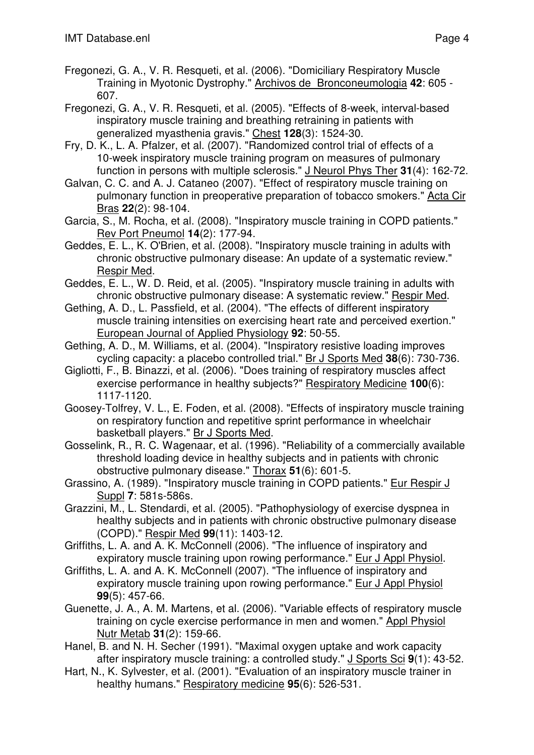Fregonezi, G. A., V. R. Resqueti, et al. (2006). "Domiciliary Respiratory Muscle Training in Myotonic Dystrophy." Archivos de Bronconeumologia **42**: 605 - 607.

Fregonezi, G. A., V. R. Resqueti, et al. (2005). "Effects of 8-week, interval-based inspiratory muscle training and breathing retraining in patients with generalized myasthenia gravis." Chest **128**(3): 1524-30.

Fry, D. K., L. A. Pfalzer, et al. (2007). "Randomized control trial of effects of a 10-week inspiratory muscle training program on measures of pulmonary function in persons with multiple sclerosis." J Neurol Phys Ther **31**(4): 162-72.

Galvan, C. C. and A. J. Cataneo (2007). "Effect of respiratory muscle training on pulmonary function in preoperative preparation of tobacco smokers." Acta Cir Bras **22**(2): 98-104.

Garcia, S., M. Rocha, et al. (2008). "Inspiratory muscle training in COPD patients." Rev Port Pneumol **14**(2): 177-94.

Geddes, E. L., K. O'Brien, et al. (2008). "Inspiratory muscle training in adults with chronic obstructive pulmonary disease: An update of a systematic review." Respir Med.

Geddes, E. L., W. D. Reid, et al. (2005). "Inspiratory muscle training in adults with chronic obstructive pulmonary disease: A systematic review." Respir Med.

Gething, A. D., L. Passfield, et al. (2004). "The effects of different inspiratory muscle training intensities on exercising heart rate and perceived exertion." European Journal of Applied Physiology **92**: 50-55.

Gething, A. D., M. Williams, et al. (2004). "Inspiratory resistive loading improves cycling capacity: a placebo controlled trial." Br J Sports Med **38**(6): 730-736.

Gigliotti, F., B. Binazzi, et al. (2006). "Does training of respiratory muscles affect exercise performance in healthy subjects?" Respiratory Medicine **100**(6): 1117-1120.

Goosey-Tolfrey, V. L., E. Foden, et al. (2008). "Effects of inspiratory muscle training on respiratory function and repetitive sprint performance in wheelchair basketball players." Br J Sports Med.

Gosselink, R., R. C. Wagenaar, et al. (1996). "Reliability of a commercially available threshold loading device in healthy subjects and in patients with chronic obstructive pulmonary disease." Thorax **51**(6): 601-5.

Grassino, A. (1989). "Inspiratory muscle training in COPD patients." Eur Respir J Suppl **7**: 581s-586s.

Grazzini, M., L. Stendardi, et al. (2005). "Pathophysiology of exercise dyspnea in healthy subjects and in patients with chronic obstructive pulmonary disease (COPD)." Respir Med **99**(11): 1403-12.

Griffiths, L. A. and A. K. McConnell (2006). "The influence of inspiratory and expiratory muscle training upon rowing performance." Eur J Appl Physiol.

Griffiths, L. A. and A. K. McConnell (2007). "The influence of inspiratory and expiratory muscle training upon rowing performance." Eur J Appl Physiol **99**(5): 457-66.

Guenette, J. A., A. M. Martens, et al. (2006). "Variable effects of respiratory muscle training on cycle exercise performance in men and women." Appl Physiol Nutr Metab **31**(2): 159-66.

Hanel, B. and N. H. Secher (1991). "Maximal oxygen uptake and work capacity after inspiratory muscle training: a controlled study." J Sports Sci **9**(1): 43-52.

Hart, N., K. Sylvester, et al. (2001). "Evaluation of an inspiratory muscle trainer in healthy humans." Respiratory medicine **95**(6): 526-531.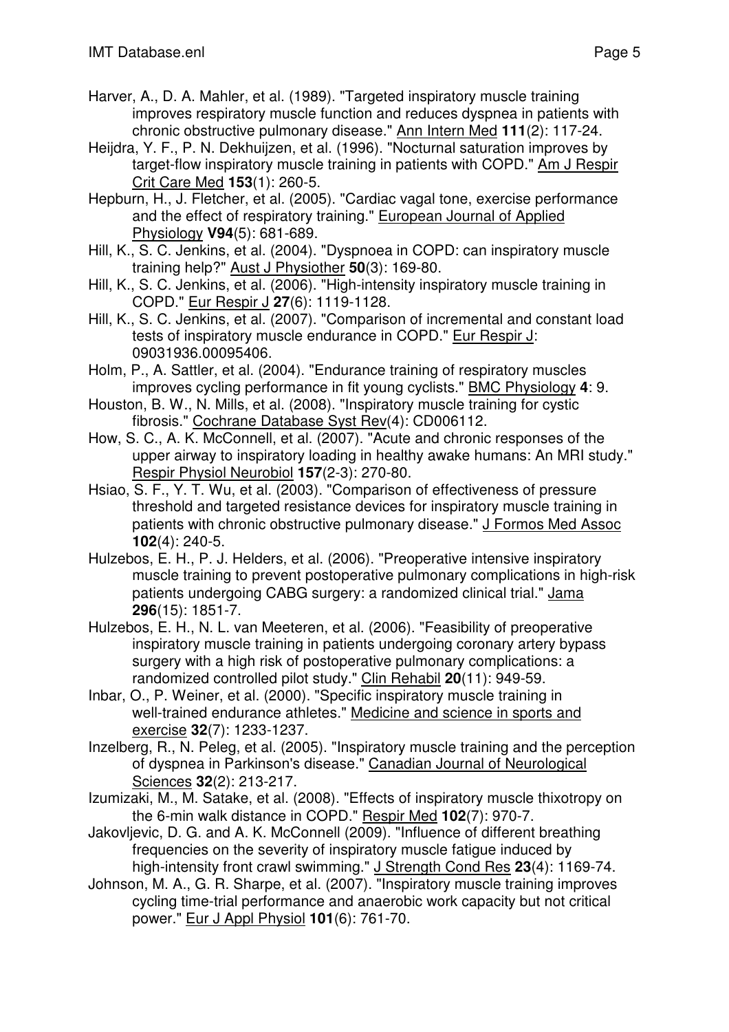Harver, A., D. A. Mahler, et al. (1989). "Targeted inspiratory muscle training improves respiratory muscle function and reduces dyspnea in patients with chronic obstructive pulmonary disease." Ann Intern Med **111**(2): 117-24.

Heijdra, Y. F., P. N. Dekhuijzen, et al. (1996). "Nocturnal saturation improves by target-flow inspiratory muscle training in patients with COPD." Am J Respir Crit Care Med **153**(1): 260-5.

Hepburn, H., J. Fletcher, et al. (2005). "Cardiac vagal tone, exercise performance and the effect of respiratory training." European Journal of Applied Physiology **V94**(5): 681-689.

Hill, K., S. C. Jenkins, et al. (2004). "Dyspnoea in COPD: can inspiratory muscle training help?" Aust J Physiother **50**(3): 169-80.

Hill, K., S. C. Jenkins, et al. (2006). "High-intensity inspiratory muscle training in COPD." Eur Respir J **27**(6): 1119-1128.

Hill, K., S. C. Jenkins, et al. (2007). "Comparison of incremental and constant load tests of inspiratory muscle endurance in COPD." Eur Respir J: 09031936.00095406.

Holm, P., A. Sattler, et al. (2004). "Endurance training of respiratory muscles improves cycling performance in fit young cyclists." BMC Physiology **4**: 9.

Houston, B. W., N. Mills, et al. (2008). "Inspiratory muscle training for cystic fibrosis." Cochrane Database Syst Rev(4): CD006112.

How, S. C., A. K. McConnell, et al. (2007). "Acute and chronic responses of the upper airway to inspiratory loading in healthy awake humans: An MRI study." Respir Physiol Neurobiol **157**(2-3): 270-80.

Hsiao, S. F., Y. T. Wu, et al. (2003). "Comparison of effectiveness of pressure threshold and targeted resistance devices for inspiratory muscle training in patients with chronic obstructive pulmonary disease." J Formos Med Assoc **102**(4): 240-5.

Hulzebos, E. H., P. J. Helders, et al. (2006). "Preoperative intensive inspiratory muscle training to prevent postoperative pulmonary complications in high-risk patients undergoing CABG surgery: a randomized clinical trial." Jama **296**(15): 1851-7.

Hulzebos, E. H., N. L. van Meeteren, et al. (2006). "Feasibility of preoperative inspiratory muscle training in patients undergoing coronary artery bypass surgery with a high risk of postoperative pulmonary complications: a randomized controlled pilot study." Clin Rehabil **20**(11): 949-59.

Inbar, O., P. Weiner, et al. (2000). "Specific inspiratory muscle training in well-trained endurance athletes." Medicine and science in sports and exercise **32**(7): 1233-1237.

Inzelberg, R., N. Peleg, et al. (2005). "Inspiratory muscle training and the perception of dyspnea in Parkinson's disease." Canadian Journal of Neurological Sciences **32**(2): 213-217.

Izumizaki, M., M. Satake, et al. (2008). "Effects of inspiratory muscle thixotropy on the 6-min walk distance in COPD." Respir Med **102**(7): 970-7.

Jakovljevic, D. G. and A. K. McConnell (2009). "Influence of different breathing frequencies on the severity of inspiratory muscle fatigue induced by high-intensity front crawl swimming." J Strength Cond Res **23**(4): 1169-74.

Johnson, M. A., G. R. Sharpe, et al. (2007). "Inspiratory muscle training improves cycling time-trial performance and anaerobic work capacity but not critical power." Eur J Appl Physiol **101**(6): 761-70.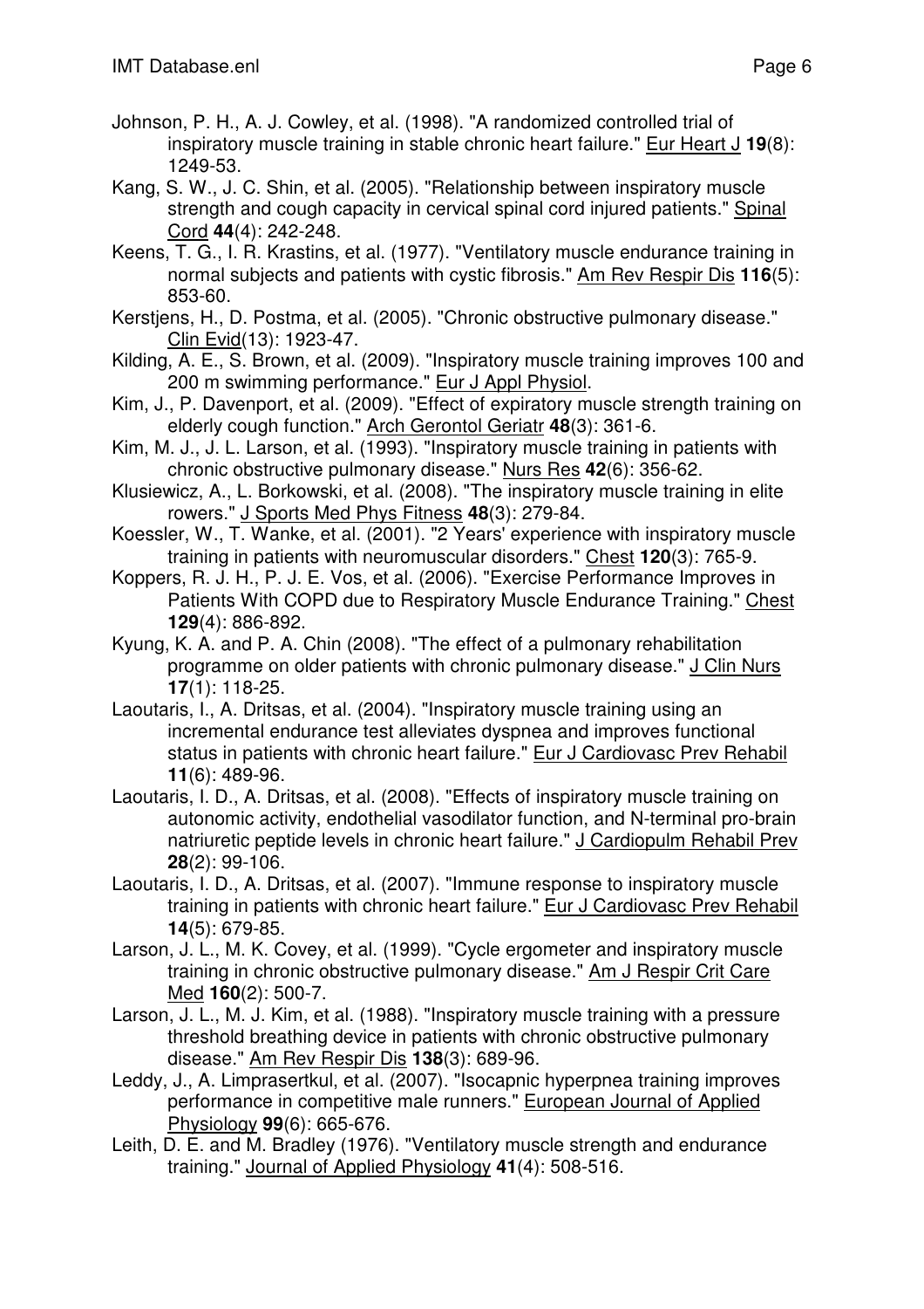Johnson, P. H., A. J. Cowley, et al. (1998). "A randomized controlled trial of inspiratory muscle training in stable chronic heart failure." Eur Heart J **19**(8): 1249-53.

Kang, S. W., J. C. Shin, et al. (2005). "Relationship between inspiratory muscle strength and cough capacity in cervical spinal cord injured patients." Spinal Cord **44**(4): 242-248.

Keens, T. G., I. R. Krastins, et al. (1977). "Ventilatory muscle endurance training in normal subjects and patients with cystic fibrosis." Am Rev Respir Dis **116**(5): 853-60.

Kerstjens, H., D. Postma, et al. (2005). "Chronic obstructive pulmonary disease." Clin Evid(13): 1923-47.

Kilding, A. E., S. Brown, et al. (2009). "Inspiratory muscle training improves 100 and 200 m swimming performance." Eur J Appl Physiol.

Kim, J., P. Davenport, et al. (2009). "Effect of expiratory muscle strength training on elderly cough function." Arch Gerontol Geriatr **48**(3): 361-6.

Kim, M. J., J. L. Larson, et al. (1993). "Inspiratory muscle training in patients with chronic obstructive pulmonary disease." Nurs Res **42**(6): 356-62.

Klusiewicz, A., L. Borkowski, et al. (2008). "The inspiratory muscle training in elite rowers." J Sports Med Phys Fitness **48**(3): 279-84.

Koessler, W., T. Wanke, et al. (2001). "2 Years' experience with inspiratory muscle training in patients with neuromuscular disorders." Chest **120**(3): 765-9.

Koppers, R. J. H., P. J. E. Vos, et al. (2006). "Exercise Performance Improves in Patients With COPD due to Respiratory Muscle Endurance Training." Chest **129**(4): 886-892.

Kyung, K. A. and P. A. Chin (2008). "The effect of a pulmonary rehabilitation programme on older patients with chronic pulmonary disease." J Clin Nurs **17**(1): 118-25.

Laoutaris, I., A. Dritsas, et al. (2004). "Inspiratory muscle training using an incremental endurance test alleviates dyspnea and improves functional status in patients with chronic heart failure." Eur J Cardiovasc Prev Rehabil **11**(6): 489-96.

Laoutaris, I. D., A. Dritsas, et al. (2008). "Effects of inspiratory muscle training on autonomic activity, endothelial vasodilator function, and N-terminal pro-brain natriuretic peptide levels in chronic heart failure." J Cardiopulm Rehabil Prev **28**(2): 99-106.

Laoutaris, I. D., A. Dritsas, et al. (2007). "Immune response to inspiratory muscle training in patients with chronic heart failure." Eur J Cardiovasc Prev Rehabil **14**(5): 679-85.

Larson, J. L., M. K. Covey, et al. (1999). "Cycle ergometer and inspiratory muscle training in chronic obstructive pulmonary disease." Am J Respir Crit Care Med **160**(2): 500-7.

Larson, J. L., M. J. Kim, et al. (1988). "Inspiratory muscle training with a pressure threshold breathing device in patients with chronic obstructive pulmonary disease." Am Rev Respir Dis **138**(3): 689-96.

Leddy, J., A. Limprasertkul, et al. (2007). "Isocapnic hyperpnea training improves performance in competitive male runners." European Journal of Applied Physiology **99**(6): 665-676.

Leith, D. E. and M. Bradley (1976). "Ventilatory muscle strength and endurance training." Journal of Applied Physiology **41**(4): 508-516.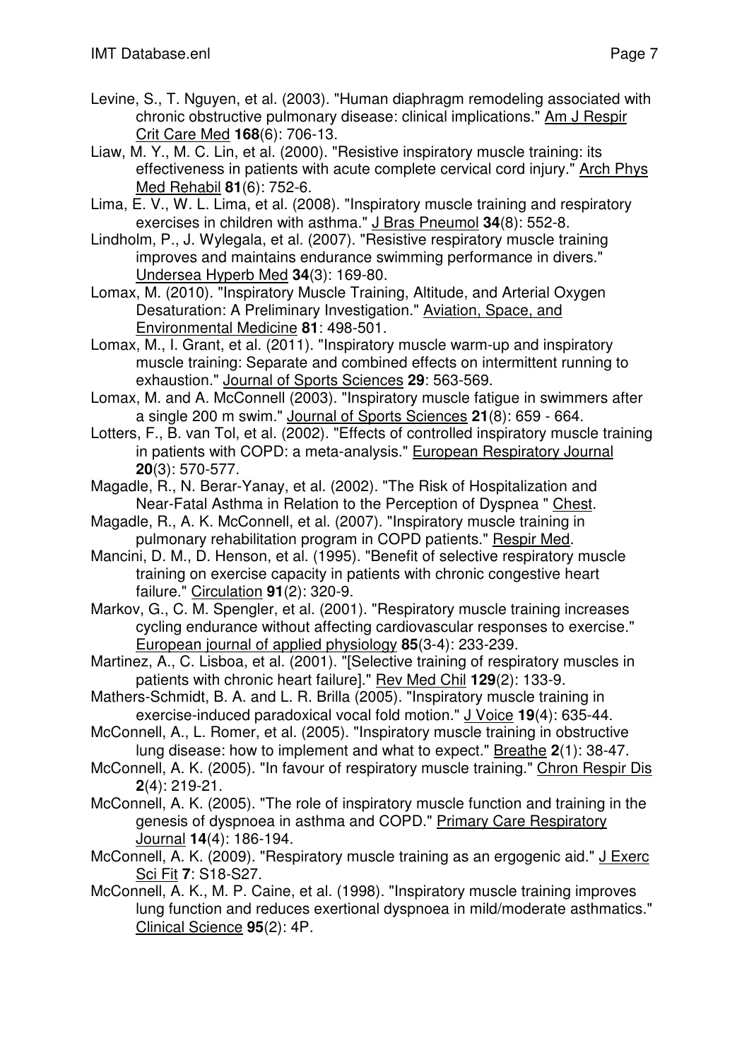Levine, S., T. Nguyen, et al. (2003). "Human diaphragm remodeling associated with chronic obstructive pulmonary disease: clinical implications." Am J Respir Crit Care Med **168**(6): 706-13.

Liaw, M. Y., M. C. Lin, et al. (2000). "Resistive inspiratory muscle training: its effectiveness in patients with acute complete cervical cord injury." Arch Phys Med Rehabil **81**(6): 752-6.

Lima, E. V., W. L. Lima, et al. (2008). "Inspiratory muscle training and respiratory exercises in children with asthma." J Bras Pneumol **34**(8): 552-8.

Lindholm, P., J. Wylegala, et al. (2007). "Resistive respiratory muscle training improves and maintains endurance swimming performance in divers." Undersea Hyperb Med **34**(3): 169-80.

Lomax, M. (2010). "Inspiratory Muscle Training, Altitude, and Arterial Oxygen Desaturation: A Preliminary Investigation." Aviation, Space, and Environmental Medicine **81**: 498-501.

Lomax, M., I. Grant, et al. (2011). "Inspiratory muscle warm-up and inspiratory muscle training: Separate and combined effects on intermittent running to exhaustion." Journal of Sports Sciences **29**: 563-569.

Lomax, M. and A. McConnell (2003). "Inspiratory muscle fatigue in swimmers after a single 200 m swim." Journal of Sports Sciences **21**(8): 659 - 664.

Lotters, F., B. van Tol, et al. (2002). "Effects of controlled inspiratory muscle training in patients with COPD: a meta-analysis." European Respiratory Journal **20**(3): 570-577.

Magadle, R., N. Berar-Yanay, et al. (2002). "The Risk of Hospitalization and Near-Fatal Asthma in Relation to the Perception of Dyspnea " Chest.

Magadle, R., A. K. McConnell, et al. (2007). "Inspiratory muscle training in pulmonary rehabilitation program in COPD patients." Respir Med.

Mancini, D. M., D. Henson, et al. (1995). "Benefit of selective respiratory muscle training on exercise capacity in patients with chronic congestive heart failure." Circulation **91**(2): 320-9.

Markov, G., C. M. Spengler, et al. (2001). "Respiratory muscle training increases cycling endurance without affecting cardiovascular responses to exercise." European journal of applied physiology **85**(3-4): 233-239.

Martinez, A., C. Lisboa, et al. (2001). "[Selective training of respiratory muscles in patients with chronic heart failure]." Rev Med Chil **129**(2): 133-9.

Mathers-Schmidt, B. A. and L. R. Brilla (2005). "Inspiratory muscle training in exercise-induced paradoxical vocal fold motion." J Voice **19**(4): 635-44.

McConnell, A., L. Romer, et al. (2005). "Inspiratory muscle training in obstructive lung disease: how to implement and what to expect." Breathe **2**(1): 38-47.

McConnell, A. K. (2005). "In favour of respiratory muscle training." Chron Respir Dis **2**(4): 219-21.

McConnell, A. K. (2005). "The role of inspiratory muscle function and training in the genesis of dyspnoea in asthma and COPD." Primary Care Respiratory Journal **14**(4): 186-194.

McConnell, A. K. (2009). "Respiratory muscle training as an ergogenic aid." J Exerc Sci Fit **7**: S18-S27.

McConnell, A. K., M. P. Caine, et al. (1998). "Inspiratory muscle training improves lung function and reduces exertional dyspnoea in mild/moderate asthmatics." Clinical Science **95**(2): 4P.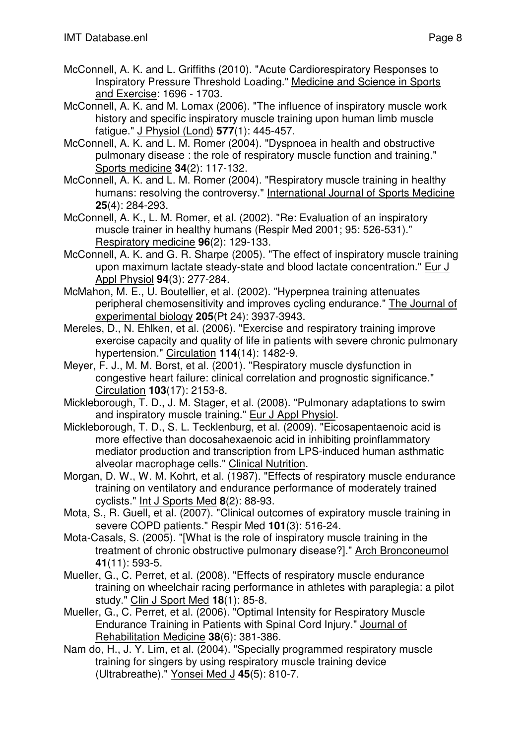McConnell, A. K. and L. Griffiths (2010). "Acute Cardiorespiratory Responses to Inspiratory Pressure Threshold Loading." Medicine and Science in Sports and Exercise: 1696 - 1703.

McConnell, A. K. and M. Lomax (2006). "The influence of inspiratory muscle work history and specific inspiratory muscle training upon human limb muscle fatigue." J Physiol (Lond) **577**(1): 445-457.

McConnell, A. K. and L. M. Romer (2004). "Dyspnoea in health and obstructive pulmonary disease : the role of respiratory muscle function and training." Sports medicine **34**(2): 117-132.

McConnell, A. K. and L. M. Romer (2004). "Respiratory muscle training in healthy humans: resolving the controversy." International Journal of Sports Medicine **25**(4): 284-293.

McConnell, A. K., L. M. Romer, et al. (2002). "Re: Evaluation of an inspiratory muscle trainer in healthy humans (Respir Med 2001; 95: 526-531)." Respiratory medicine **96**(2): 129-133.

McConnell, A. K. and G. R. Sharpe (2005). "The effect of inspiratory muscle training upon maximum lactate steady-state and blood lactate concentration." Eur J Appl Physiol **94**(3): 277-284.

McMahon, M. E., U. Boutellier, et al. (2002). "Hyperpnea training attenuates peripheral chemosensitivity and improves cycling endurance." The Journal of experimental biology **205**(Pt 24): 3937-3943.

Mereles, D., N. Ehlken, et al. (2006). "Exercise and respiratory training improve exercise capacity and quality of life in patients with severe chronic pulmonary hypertension." Circulation **114**(14): 1482-9.

Meyer, F. J., M. M. Borst, et al. (2001). "Respiratory muscle dysfunction in congestive heart failure: clinical correlation and prognostic significance." Circulation **103**(17): 2153-8.

Mickleborough, T. D., J. M. Stager, et al. (2008). "Pulmonary adaptations to swim and inspiratory muscle training." Eur J Appl Physiol.

Mickleborough, T. D., S. L. Tecklenburg, et al. (2009). "Eicosapentaenoic acid is more effective than docosahexaenoic acid in inhibiting proinflammatory mediator production and transcription from LPS-induced human asthmatic alveolar macrophage cells." Clinical Nutrition.

Morgan, D. W., W. M. Kohrt, et al. (1987). "Effects of respiratory muscle endurance training on ventilatory and endurance performance of moderately trained cyclists." Int J Sports Med **8**(2): 88-93.

Mota, S., R. Guell, et al. (2007). "Clinical outcomes of expiratory muscle training in severe COPD patients." Respir Med **101**(3): 516-24.

Mota-Casals, S. (2005). "[What is the role of inspiratory muscle training in the treatment of chronic obstructive pulmonary disease?]." Arch Bronconeumol **41**(11): 593-5.

Mueller, G., C. Perret, et al. (2008). "Effects of respiratory muscle endurance training on wheelchair racing performance in athletes with paraplegia: a pilot study." Clin J Sport Med **18**(1): 85-8.

Mueller, G., C. Perret, et al. (2006). "Optimal Intensity for Respiratory Muscle Endurance Training in Patients with Spinal Cord Injury." Journal of Rehabilitation Medicine **38**(6): 381-386.

Nam do, H., J. Y. Lim, et al. (2004). "Specially programmed respiratory muscle training for singers by using respiratory muscle training device (Ultrabreathe)." Yonsei Med J **45**(5): 810-7.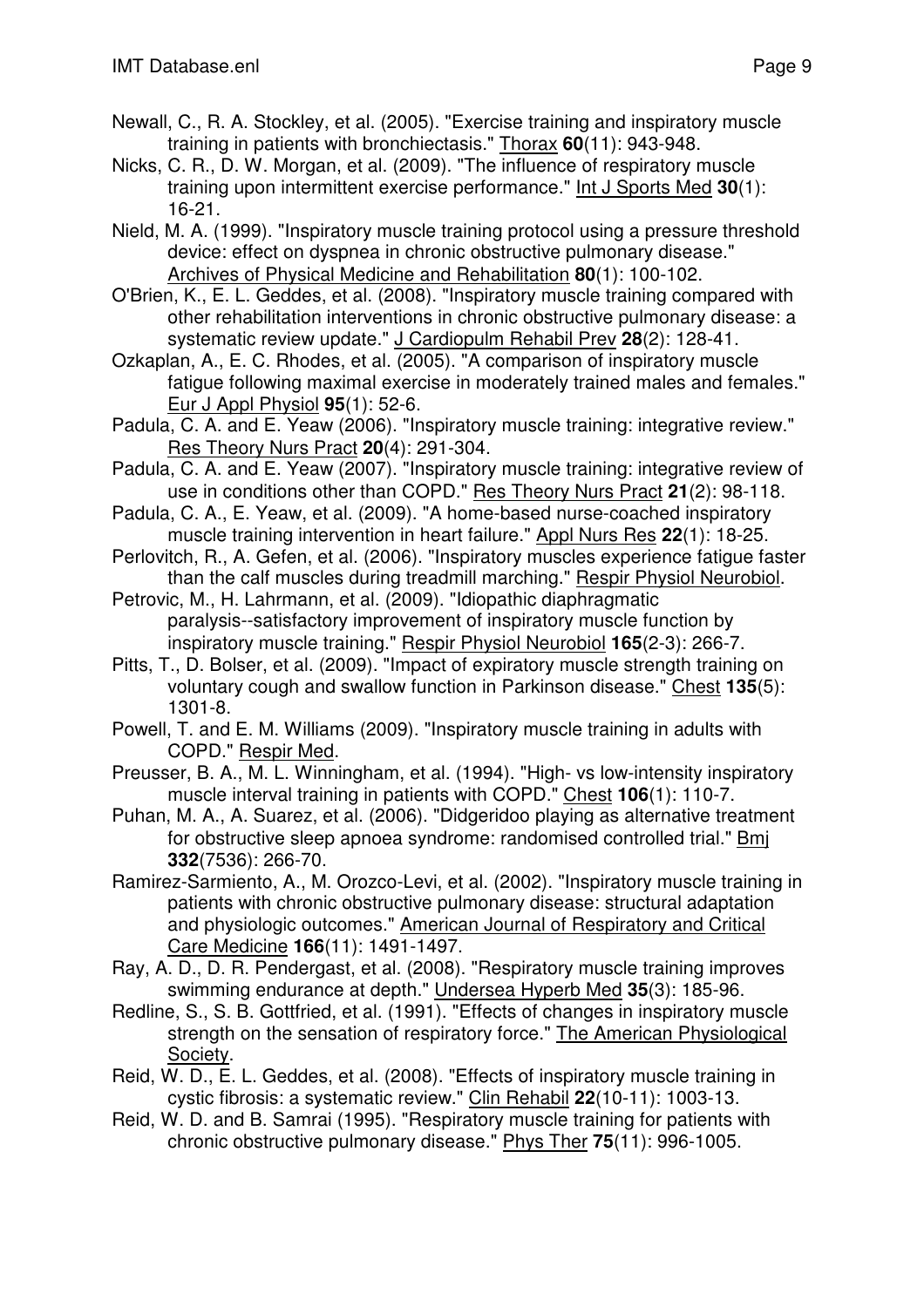Newall, C., R. A. Stockley, et al. (2005). "Exercise training and inspiratory muscle training in patients with bronchiectasis." Thorax **60**(11): 943-948.

Nicks, C. R., D. W. Morgan, et al. (2009). "The influence of respiratory muscle training upon intermittent exercise performance." Int J Sports Med **30**(1): 16-21.

Nield, M. A. (1999). "Inspiratory muscle training protocol using a pressure threshold device: effect on dyspnea in chronic obstructive pulmonary disease." Archives of Physical Medicine and Rehabilitation **80**(1): 100-102.

O'Brien, K., E. L. Geddes, et al. (2008). "Inspiratory muscle training compared with other rehabilitation interventions in chronic obstructive pulmonary disease: a systematic review update." J Cardiopulm Rehabil Prev **28**(2): 128-41.

Ozkaplan, A., E. C. Rhodes, et al. (2005). "A comparison of inspiratory muscle fatigue following maximal exercise in moderately trained males and females." Eur J Appl Physiol **95**(1): 52-6.

Padula, C. A. and E. Yeaw (2006). "Inspiratory muscle training: integrative review." Res Theory Nurs Pract **20**(4): 291-304.

Padula, C. A. and E. Yeaw (2007). "Inspiratory muscle training: integrative review of use in conditions other than COPD." Res Theory Nurs Pract **21**(2): 98-118.

Padula, C. A., E. Yeaw, et al. (2009). "A home-based nurse-coached inspiratory muscle training intervention in heart failure." Appl Nurs Res **22**(1): 18-25.

Perlovitch, R., A. Gefen, et al. (2006). "Inspiratory muscles experience fatigue faster than the calf muscles during treadmill marching." Respir Physiol Neurobiol.

Petrovic, M., H. Lahrmann, et al. (2009). "Idiopathic diaphragmatic paralysis--satisfactory improvement of inspiratory muscle function by inspiratory muscle training." Respir Physiol Neurobiol **165**(2-3): 266-7.

Pitts, T., D. Bolser, et al. (2009). "Impact of expiratory muscle strength training on voluntary cough and swallow function in Parkinson disease." Chest **135**(5): 1301-8.

Powell, T. and E. M. Williams (2009). "Inspiratory muscle training in adults with COPD." Respir Med.

Preusser, B. A., M. L. Winningham, et al. (1994). "High- vs low-intensity inspiratory muscle interval training in patients with COPD." Chest **106**(1): 110-7.

Puhan, M. A., A. Suarez, et al. (2006). "Didgeridoo playing as alternative treatment for obstructive sleep apnoea syndrome: randomised controlled trial." Bmj **332**(7536): 266-70.

Ramirez-Sarmiento, A., M. Orozco-Levi, et al. (2002). "Inspiratory muscle training in patients with chronic obstructive pulmonary disease: structural adaptation and physiologic outcomes." American Journal of Respiratory and Critical Care Medicine **166**(11): 1491-1497.

Ray, A. D., D. R. Pendergast, et al. (2008). "Respiratory muscle training improves swimming endurance at depth." Undersea Hyperb Med **35**(3): 185-96.

Redline, S., S. B. Gottfried, et al. (1991). "Effects of changes in inspiratory muscle strength on the sensation of respiratory force." The American Physiological Society.

Reid, W. D., E. L. Geddes, et al. (2008). "Effects of inspiratory muscle training in cystic fibrosis: a systematic review." Clin Rehabil **22**(10-11): 1003-13.

Reid, W. D. and B. Samrai (1995). "Respiratory muscle training for patients with chronic obstructive pulmonary disease." Phys Ther **75**(11): 996-1005.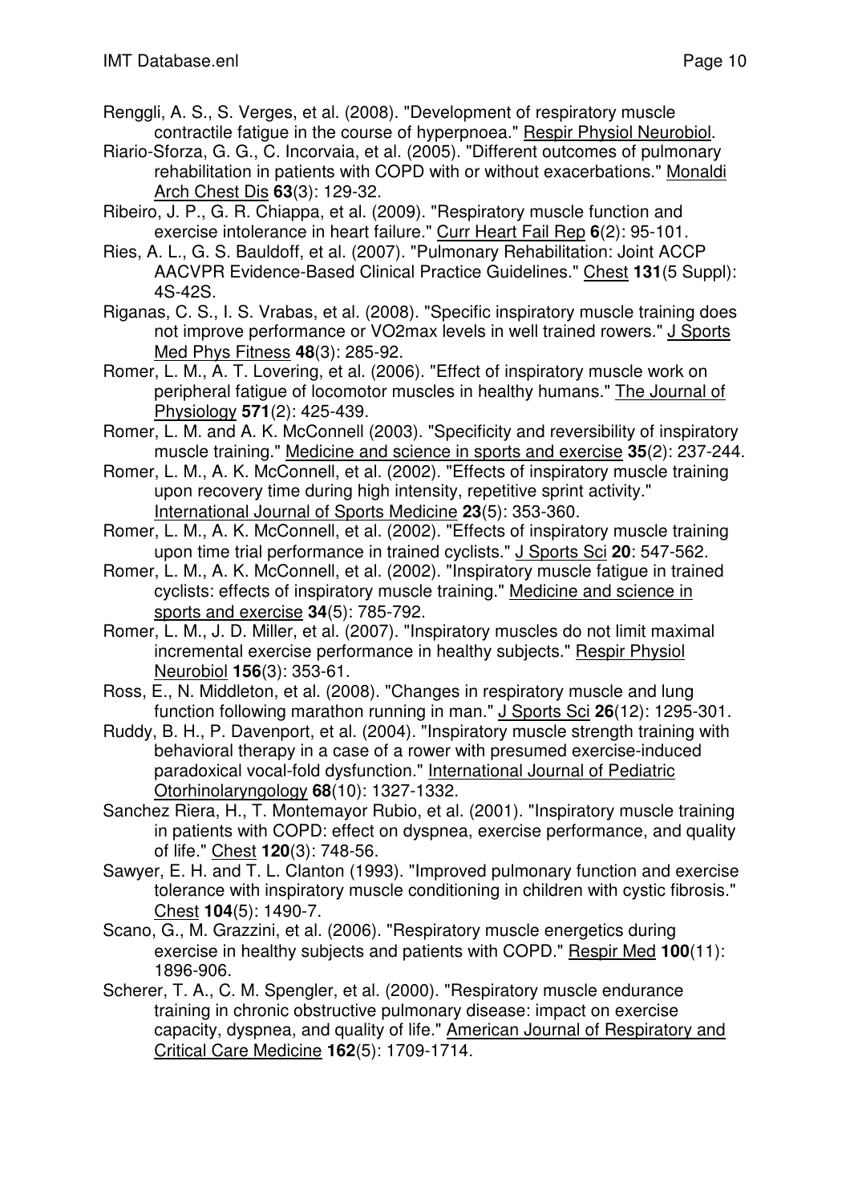Renggli, A. S., S. Verges, et al. (2008). "Development of respiratory muscle contractile fatigue in the course of hyperpnoea." Respir Physiol Neurobiol.

Riario-Sforza, G. G., C. Incorvaia, et al. (2005). "Different outcomes of pulmonary rehabilitation in patients with COPD with or without exacerbations." Monaldi Arch Chest Dis **63**(3): 129-32.

Ribeiro, J. P., G. R. Chiappa, et al. (2009). "Respiratory muscle function and exercise intolerance in heart failure." Curr Heart Fail Rep **6**(2): 95-101.

Ries, A. L., G. S. Bauldoff, et al. (2007). "Pulmonary Rehabilitation: Joint ACCP AACVPR Evidence-Based Clinical Practice Guidelines." Chest **131**(5 Suppl): 4S-42S.

Riganas, C. S., I. S. Vrabas, et al. (2008). "Specific inspiratory muscle training does not improve performance or VO2max levels in well trained rowers." J Sports Med Phys Fitness **48**(3): 285-92.

Romer, L. M., A. T. Lovering, et al. (2006). "Effect of inspiratory muscle work on peripheral fatigue of locomotor muscles in healthy humans." The Journal of Physiology **571**(2): 425-439.

Romer, L. M. and A. K. McConnell (2003). "Specificity and reversibility of inspiratory muscle training." Medicine and science in sports and exercise **35**(2): 237-244.

Romer, L. M., A. K. McConnell, et al. (2002). "Effects of inspiratory muscle training upon recovery time during high intensity, repetitive sprint activity." International Journal of Sports Medicine **23**(5): 353-360.

Romer, L. M., A. K. McConnell, et al. (2002). "Effects of inspiratory muscle training upon time trial performance in trained cyclists." J Sports Sci **20**: 547-562.

Romer, L. M., A. K. McConnell, et al. (2002). "Inspiratory muscle fatigue in trained cyclists: effects of inspiratory muscle training." Medicine and science in sports and exercise **34**(5): 785-792.

Romer, L. M., J. D. Miller, et al. (2007). "Inspiratory muscles do not limit maximal incremental exercise performance in healthy subjects." Respir Physiol Neurobiol **156**(3): 353-61.

Ross, E., N. Middleton, et al. (2008). "Changes in respiratory muscle and lung function following marathon running in man." J Sports Sci **26**(12): 1295-301.

Ruddy, B. H., P. Davenport, et al. (2004). "Inspiratory muscle strength training with behavioral therapy in a case of a rower with presumed exercise-induced paradoxical vocal-fold dysfunction." International Journal of Pediatric Otorhinolaryngology **68**(10): 1327-1332.

Sanchez Riera, H., T. Montemayor Rubio, et al. (2001). "Inspiratory muscle training in patients with COPD: effect on dyspnea, exercise performance, and quality of life." Chest **120**(3): 748-56.

Sawyer, E. H. and T. L. Clanton (1993). "Improved pulmonary function and exercise tolerance with inspiratory muscle conditioning in children with cystic fibrosis." Chest **104**(5): 1490-7.

Scano, G., M. Grazzini, et al. (2006). "Respiratory muscle energetics during exercise in healthy subjects and patients with COPD." Respir Med **100**(11): 1896-906.

Scherer, T. A., C. M. Spengler, et al. (2000). "Respiratory muscle endurance training in chronic obstructive pulmonary disease: impact on exercise capacity, dyspnea, and quality of life." American Journal of Respiratory and Critical Care Medicine **162**(5): 1709-1714.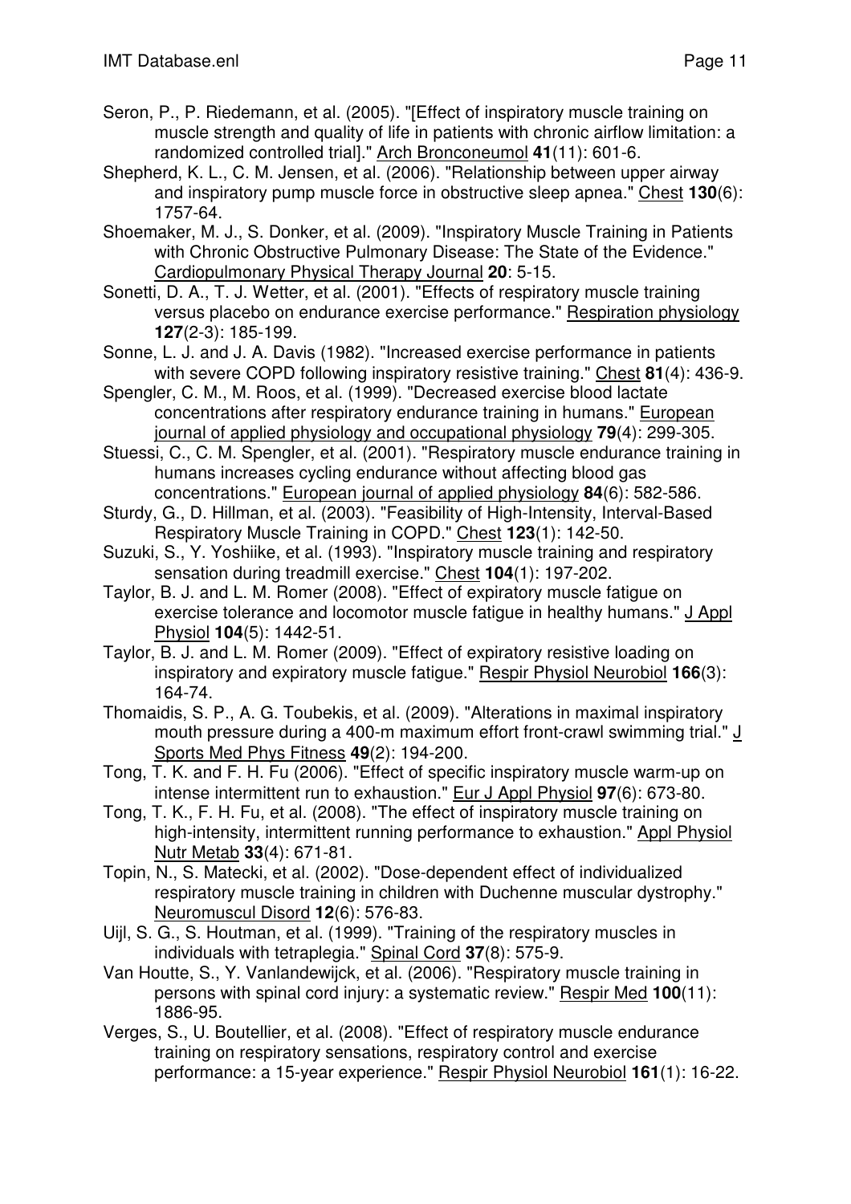Seron, P., P. Riedemann, et al. (2005). "[Effect of inspiratory muscle training on muscle strength and quality of life in patients with chronic airflow limitation: a randomized controlled trial]." Arch Bronconeumol **41**(11): 601-6.

Shepherd, K. L., C. M. Jensen, et al. (2006). "Relationship between upper airway and inspiratory pump muscle force in obstructive sleep apnea." Chest **130**(6): 1757-64.

Shoemaker, M. J., S. Donker, et al. (2009). "Inspiratory Muscle Training in Patients with Chronic Obstructive Pulmonary Disease: The State of the Evidence." Cardiopulmonary Physical Therapy Journal **20**: 5-15.

Sonetti, D. A., T. J. Wetter, et al. (2001). "Effects of respiratory muscle training versus placebo on endurance exercise performance." Respiration physiology **127**(2-3): 185-199.

Sonne, L. J. and J. A. Davis (1982). "Increased exercise performance in patients with severe COPD following inspiratory resistive training." Chest **81**(4): 436-9.

Spengler, C. M., M. Roos, et al. (1999). "Decreased exercise blood lactate concentrations after respiratory endurance training in humans." European journal of applied physiology and occupational physiology **79**(4): 299-305.

Stuessi, C., C. M. Spengler, et al. (2001). "Respiratory muscle endurance training in humans increases cycling endurance without affecting blood gas concentrations." European journal of applied physiology **84**(6): 582-586.

Sturdy, G., D. Hillman, et al. (2003). "Feasibility of High-Intensity, Interval-Based Respiratory Muscle Training in COPD." Chest **123**(1): 142-50.

Suzuki, S., Y. Yoshiike, et al. (1993). "Inspiratory muscle training and respiratory sensation during treadmill exercise." Chest **104**(1): 197-202.

Taylor, B. J. and L. M. Romer (2008). "Effect of expiratory muscle fatigue on exercise tolerance and locomotor muscle fatigue in healthy humans." J Appl Physiol **104**(5): 1442-51.

Taylor, B. J. and L. M. Romer (2009). "Effect of expiratory resistive loading on inspiratory and expiratory muscle fatigue." Respir Physiol Neurobiol **166**(3): 164-74.

Thomaidis, S. P., A. G. Toubekis, et al. (2009). "Alterations in maximal inspiratory mouth pressure during a 400-m maximum effort front-crawl swimming trial." J Sports Med Phys Fitness **49**(2): 194-200.

Tong, T. K. and F. H. Fu (2006). "Effect of specific inspiratory muscle warm-up on intense intermittent run to exhaustion." Eur J Appl Physiol **97**(6): 673-80.

Tong, T. K., F. H. Fu, et al. (2008). "The effect of inspiratory muscle training on high-intensity, intermittent running performance to exhaustion." Appl Physiol Nutr Metab **33**(4): 671-81.

Topin, N., S. Matecki, et al. (2002). "Dose-dependent effect of individualized respiratory muscle training in children with Duchenne muscular dystrophy." Neuromuscul Disord **12**(6): 576-83.

Uijl, S. G., S. Houtman, et al. (1999). "Training of the respiratory muscles in individuals with tetraplegia." Spinal Cord **37**(8): 575-9.

Van Houtte, S., Y. Vanlandewijck, et al. (2006). "Respiratory muscle training in persons with spinal cord injury: a systematic review." Respir Med **100**(11): 1886-95.

Verges, S., U. Boutellier, et al. (2008). "Effect of respiratory muscle endurance training on respiratory sensations, respiratory control and exercise performance: a 15-year experience." Respir Physiol Neurobiol **161**(1): 16-22.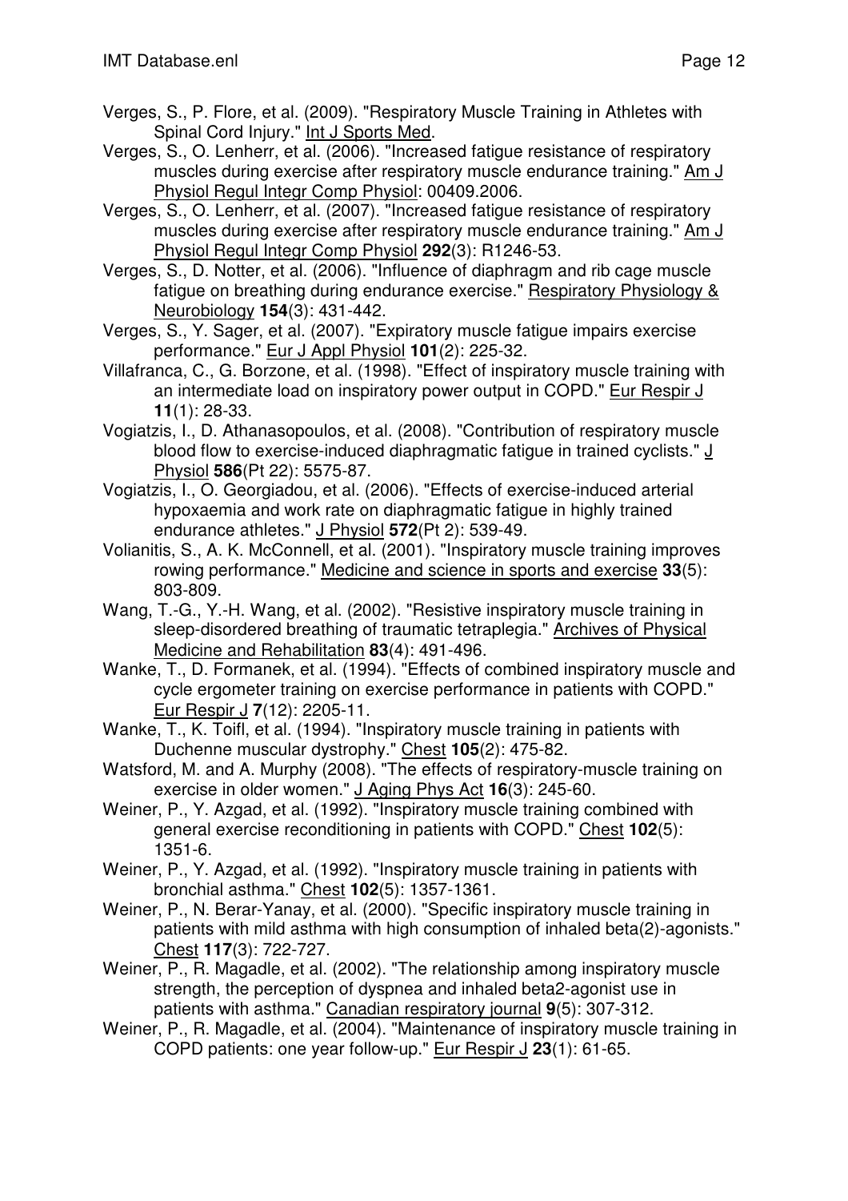Verges, S., P. Flore, et al. (2009). "Respiratory Muscle Training in Athletes with Spinal Cord Injury." Int J Sports Med.

Verges, S., O. Lenherr, et al. (2006). "Increased fatigue resistance of respiratory muscles during exercise after respiratory muscle endurance training." Am J Physiol Regul Integr Comp Physiol: 00409.2006.

Verges, S., O. Lenherr, et al. (2007). "Increased fatigue resistance of respiratory muscles during exercise after respiratory muscle endurance training." Am J Physiol Regul Integr Comp Physiol **292**(3): R1246-53.

Verges, S., D. Notter, et al. (2006). "Influence of diaphragm and rib cage muscle fatigue on breathing during endurance exercise." Respiratory Physiology & Neurobiology **154**(3): 431-442.

Verges, S., Y. Sager, et al. (2007). "Expiratory muscle fatigue impairs exercise performance." Eur J Appl Physiol **101**(2): 225-32.

Villafranca, C., G. Borzone, et al. (1998). "Effect of inspiratory muscle training with an intermediate load on inspiratory power output in COPD." Eur Respir J **11**(1): 28-33.

Vogiatzis, I., D. Athanasopoulos, et al. (2008). "Contribution of respiratory muscle blood flow to exercise-induced diaphragmatic fatigue in trained cyclists." J Physiol **586**(Pt 22): 5575-87.

Vogiatzis, I., O. Georgiadou, et al. (2006). "Effects of exercise-induced arterial hypoxaemia and work rate on diaphragmatic fatigue in highly trained endurance athletes." J Physiol **572**(Pt 2): 539-49.

Volianitis, S., A. K. McConnell, et al. (2001). "Inspiratory muscle training improves rowing performance." Medicine and science in sports and exercise **33**(5): 803-809.

Wang, T.-G., Y.-H. Wang, et al. (2002). "Resistive inspiratory muscle training in sleep-disordered breathing of traumatic tetraplegia." Archives of Physical Medicine and Rehabilitation **83**(4): 491-496.

Wanke, T., D. Formanek, et al. (1994). "Effects of combined inspiratory muscle and cycle ergometer training on exercise performance in patients with COPD." Eur Respir J **7**(12): 2205-11.

Wanke, T., K. Toifl, et al. (1994). "Inspiratory muscle training in patients with Duchenne muscular dystrophy." Chest **105**(2): 475-82.

Watsford, M. and A. Murphy (2008). "The effects of respiratory-muscle training on exercise in older women." J Aging Phys Act **16**(3): 245-60.

Weiner, P., Y. Azgad, et al. (1992). "Inspiratory muscle training combined with general exercise reconditioning in patients with COPD." Chest **102**(5): 1351-6.

Weiner, P., Y. Azgad, et al. (1992). "Inspiratory muscle training in patients with bronchial asthma." Chest **102**(5): 1357-1361.

Weiner, P., N. Berar-Yanay, et al. (2000). "Specific inspiratory muscle training in patients with mild asthma with high consumption of inhaled beta(2)-agonists." Chest **117**(3): 722-727.

Weiner, P., R. Magadle, et al. (2002). "The relationship among inspiratory muscle strength, the perception of dyspnea and inhaled beta2-agonist use in patients with asthma." Canadian respiratory journal **9**(5): 307-312.

Weiner, P., R. Magadle, et al. (2004). "Maintenance of inspiratory muscle training in COPD patients: one year follow-up." Eur Respir J **23**(1): 61-65.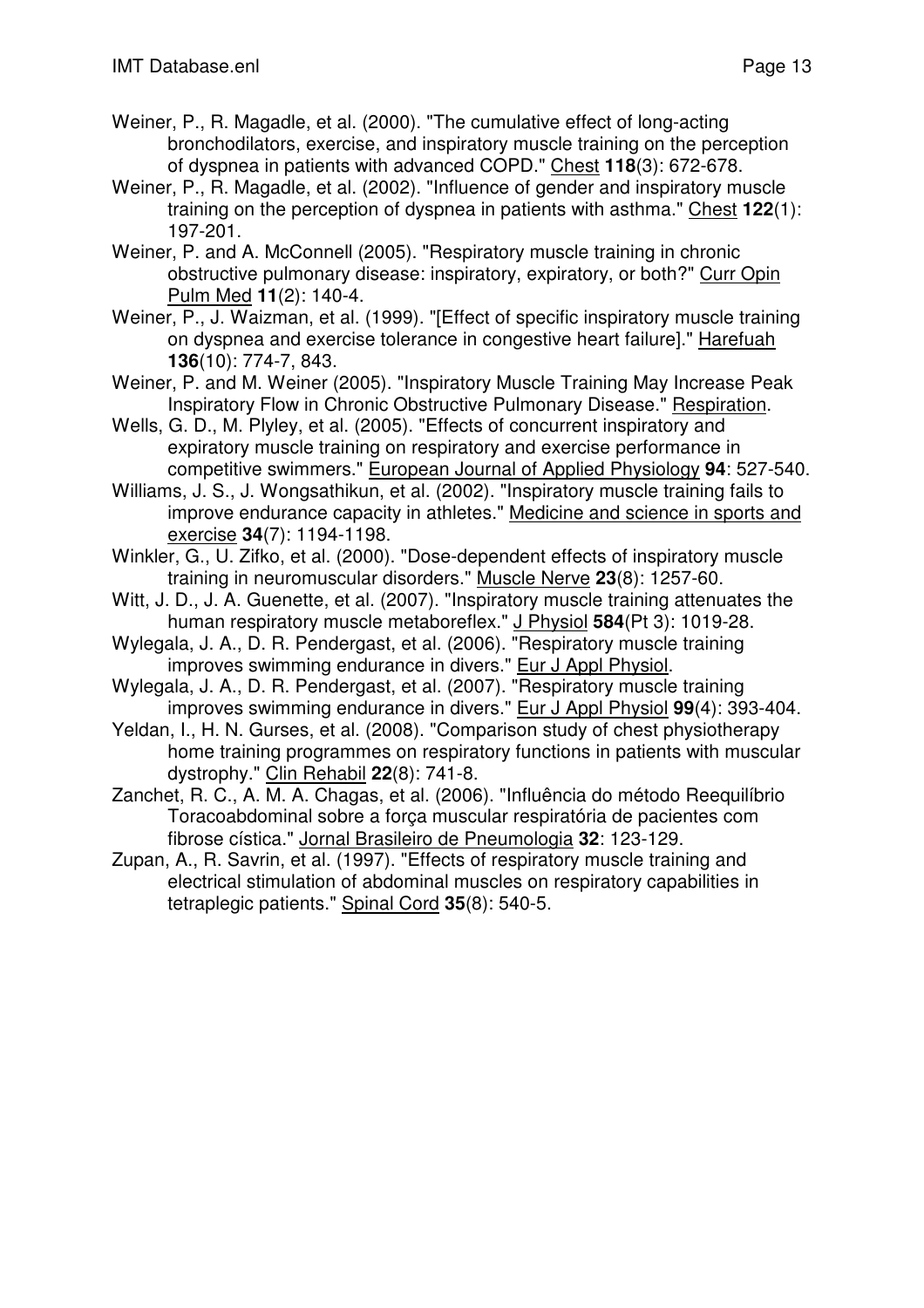Weiner, P., R. Magadle, et al. (2000). "The cumulative effect of long-acting bronchodilators, exercise, and inspiratory muscle training on the perception of dyspnea in patients with advanced COPD." Chest **118**(3): 672-678.

Weiner, P., R. Magadle, et al. (2002). "Influence of gender and inspiratory muscle training on the perception of dyspnea in patients with asthma." Chest **122**(1): 197-201.

Weiner, P. and A. McConnell (2005). "Respiratory muscle training in chronic obstructive pulmonary disease: inspiratory, expiratory, or both?" Curr Opin Pulm Med **11**(2): 140-4.

Weiner, P., J. Waizman, et al. (1999). "[Effect of specific inspiratory muscle training on dyspnea and exercise tolerance in congestive heart failure]." Harefuah **136**(10): 774-7, 843.

Weiner, P. and M. Weiner (2005). "Inspiratory Muscle Training May Increase Peak Inspiratory Flow in Chronic Obstructive Pulmonary Disease." Respiration.

Wells, G. D., M. Plyley, et al. (2005). "Effects of concurrent inspiratory and expiratory muscle training on respiratory and exercise performance in competitive swimmers." European Journal of Applied Physiology **94**: 527-540.

Williams, J. S., J. Wongsathikun, et al. (2002). "Inspiratory muscle training fails to improve endurance capacity in athletes." Medicine and science in sports and exercise **34**(7): 1194-1198.

Winkler, G., U. Zifko, et al. (2000). "Dose-dependent effects of inspiratory muscle training in neuromuscular disorders." Muscle Nerve **23**(8): 1257-60.

Witt, J. D., J. A. Guenette, et al. (2007). "Inspiratory muscle training attenuates the human respiratory muscle metaboreflex." J Physiol **584**(Pt 3): 1019-28.

Wylegala, J. A., D. R. Pendergast, et al. (2006). "Respiratory muscle training improves swimming endurance in divers." Eur J Appl Physiol.

Wylegala, J. A., D. R. Pendergast, et al. (2007). "Respiratory muscle training improves swimming endurance in divers." Eur J Appl Physiol **99**(4): 393-404.

Yeldan, I., H. N. Gurses, et al. (2008). "Comparison study of chest physiotherapy home training programmes on respiratory functions in patients with muscular dystrophy." Clin Rehabil **22**(8): 741-8.

Zanchet, R. C., A. M. A. Chagas, et al. (2006). "Influência do método Reequilíbrio Toracoabdominal sobre a força muscular respiratória de pacientes com fibrose cística." Jornal Brasileiro de Pneumologia **32**: 123-129.

Zupan, A., R. Savrin, et al. (1997). "Effects of respiratory muscle training and electrical stimulation of abdominal muscles on respiratory capabilities in tetraplegic patients." Spinal Cord **35**(8): 540-5.